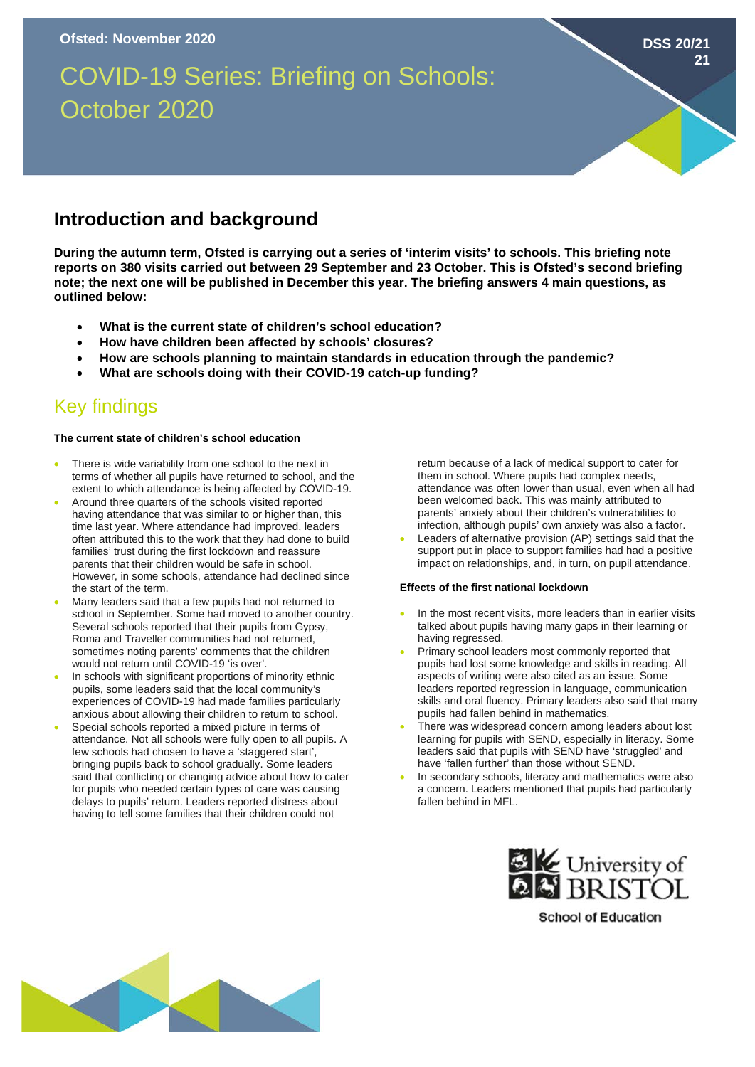Ofsted: November 2020

DSS 20/21 21

# COVID-19 Series: Briefing on Schools: October 2020

## Introduction and background

**During the autumn term, Ofsted is carrying out a series of 'interim visits' to schools. This briefing note reports on 380 visits carried out between 29 September and 23 October. This is Ofsted's second briefing note; the next one will be published in December this year. The briefing answers 4 main questions, as outlined below:**

- **What is the current state of children's school education?**
- **How have children been affected by schools' closures?**
- **How are schools planning to maintain standards in education through the pandemic?**
- **What are schools doing with their COVID-19 catch-up funding?**

## Key findings

#### The current state of children's school education

- There is wide variability from one school to the next in terms of whether all pupils have returned to school, and the extent to which attendance is being affected by COVID-19.
- Around three quarters of the schools visited reported having attendance that was similar to or higher than, this time last year. Where attendance had improved, leaders often attributed this to the work that they had done to build families' trust during the first lockdown and reassure parents that their children would be safe in school. However, in some schools, attendance had declined since the start of the term.
- Many leaders said that a few pupils had not returned to school in September. Some had moved to another country. Several schools reported that their pupils from Gypsy, Roma and Traveller communities had not returned, sometimes noting parents' comments that the children would not return until COVID-19 'is over'.
- In schools with significant proportions of minority ethnic pupils, some leaders said that the local community's experiences of COVID-19 had made families particularly anxious about allowing their children to return to school.
- Special schools reported a mixed picture in terms of attendance. Not all schools were fully open to all pupils. A few schools had chosen to have a 'staggered start', bringing pupils back to school gradually. Some leaders said that conflicting or changing advice about how to cater for pupils who needed certain types of care was causing delays to pupils' return. Leaders reported distress about having to tell some families that their children could not return because of a lack of medical support to cater for them in school. Where pupils had complex needs, attendance was often lower than usual, even when all had been welcomed back. This was mainly attributed to parents' anxiety about their children's vulnerabilities to infection, although pupils' own anxiety was also a factor.
- Leaders of alternative provision (AP) settings said that the support put in place to support families had had a positive impact on relationships, and, in turn, on pupil attendance.

#### Effects of the first national lockdown

- In the most recent visits, more leaders than in earlier visits talked about pupils having many gaps in their learning or having regressed.
- Primary school leaders most commonly reported that pupils had lost some knowledge and skills in reading. All aspects of writing were also cited as an issue. Some leaders reported regression in language, communication skills and oral fluency. Primary leaders also said that many pupils had fallen behind in mathematics.
- There was widespread concern among leaders about lost learning for pupils with SEND, especially in literacy. Some leaders said that pupils with SEND have 'struggled' and have 'fallen further' than those without SEND.
- In secondary schools, literacy and mathematics were also a concern. Leaders mentioned that pupils had particularly fallen behind in MFL.

University of Bristol School of Education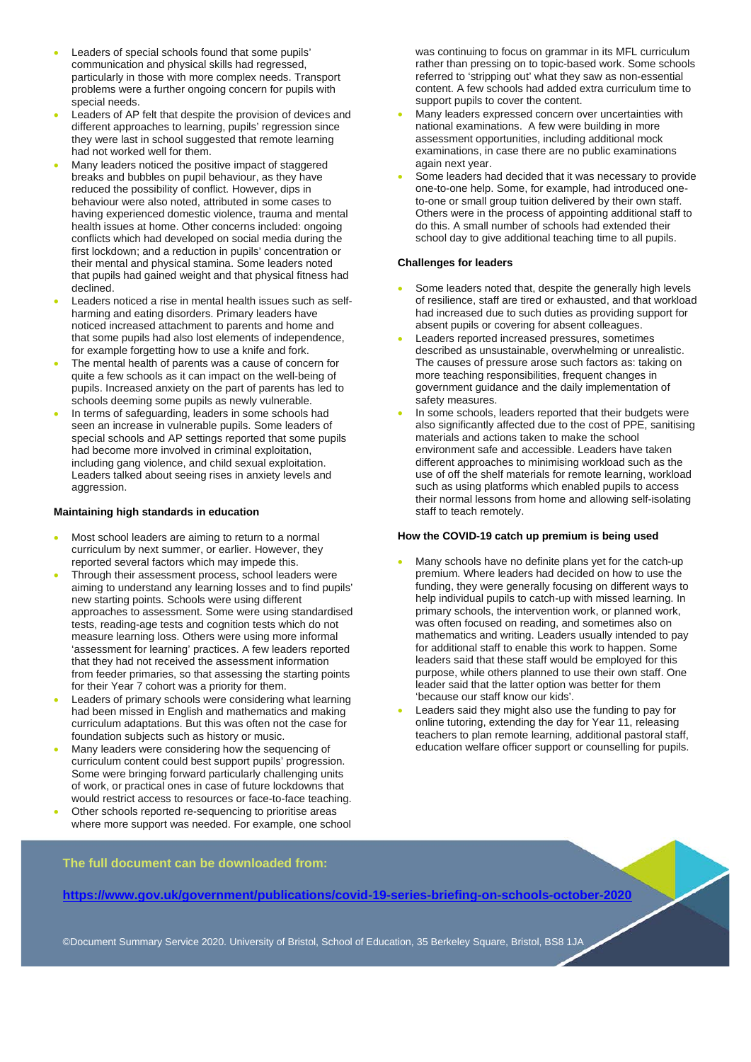- Leaders of special schools found that some pupils' communication and physical skills had regressed, particularly in those with more complex needs. Transport problems were a further ongoing concern for pupils with special needs.
- Leaders of AP felt that despite the provision of devices and different approaches to learning, pupils' regression since they were last in school suggested that remote learning had not worked well for them.
- Many leaders noticed the positive impact of staggered breaks and bubbles on pupil behaviour, as they have reduced the possibility of conflict. However, dips in behaviour were also noted, attributed in some cases to having experienced domestic violence, trauma and mental health issues at home. Other concerns included: ongoing conflicts which had developed on social media during the first lockdown; and a reduction in pupils' concentration or their mental and physical stamina. Some leaders noted that pupils had gained weight and that physical fitness had declined.
- Leaders noticed a rise in mental health issues such as self-harming and eating disorders. Primary leaders have noticed increased attachment to parents and home and that some pupils had also lost elements of independence, for example forgetting how to use a knife and fork.
- The mental health of parents was a cause of concern for quite a few schools as it can impact on the well-being of pupils. Increased anxiety on the part of parents has led to schools deeming some pupils as newly vulnerable.
- In terms of safeguarding, leaders in some schools had seen an increase in vulnerable pupils. Some leaders of special schools and AP settings reported that some pupils had become more involved in criminal exploitation, including gang violence, and child sexual exploitation. Leaders talked about seeing rises in anxiety levels and aggression.

**Maintaining high standards in education**

- Most school leaders are aiming to return to a normal curriculum by next summer, or earlier. However, they reported several factors which may impede this.
- Through their assessment process, school leaders were aiming to understand any learning losses and to find pupils' new starting points. Schools were using different approaches to assessment. Some were using standardised tests, reading-age tests and cognition tests which do not measure learning loss. Others were using more informal 'assessment for learning' practices. A few leaders reported that they had not received the assessment information from feeder primaries, so that assessing the starting points for their Year 7 cohort was a priority for them.
- Leaders of primary schools were considering what learning had been missed in English and mathematics and making curriculum adaptations. But this was often not the case for foundation subjects such as history or music.
- Many leaders were considering how the sequencing of curriculum content could best support pupils' progression. Some were bringing forward particularly challenging units of work, or practical ones in case of future lockdowns that would restrict access to resources or face-to-face teaching.
- Other schools reported re-sequencing to prioritise areas where more support was needed. For example, one school was continuing to focus on grammar in its MFL curriculum rather than pressing on to topic-based work. Some schools referred to 'stripping out' what they saw as non-essential content. A few schools had added extra curriculum time to support pupils to cover the content.
- Many leaders expressed concern over uncertainties with national examinations. A few were building in more assessment opportunities, including additional mock examinations, in case there are no public examinations again next year.
- Some leaders had decided that it was necessary to provide one-to-one help. Some, for example, had introduced one-to-one or small group tuition delivered by their own staff. Others were in the process of appointing additional staff to do this. A small number of schools had extended their school day to give additional teaching time to all pupils.

**Challenges for leaders**

- Some leaders noted that, despite the generally high levels of resilience, staff are tired or exhausted, and that workload had increased due to such duties as providing support for absent pupils or covering for absent colleagues.
- Leaders reported increased pressures, sometimes described as unsustainable, overwhelming or unrealistic. The causes of pressure arose such factors as: taking on more teaching responsibilities, frequent changes in government guidance and the daily implementation of safety measures.
- In some schools, leaders reported that their budgets were also significantly affected due to the cost of PPE, sanitising materials and actions taken to make the school environment safe and accessible. Leaders have taken different approaches to minimising workload such as the use of off the shelf materials for remote learning, workload such as using platforms which enabled pupils to access their normal lessons from home and allowing self-isolating staff to teach remotely.

**How the COVID-19 catch up premium is being used**

- Many schools have no definite plans yet for the catch-up premium. Where leaders had decided on how to use the funding, they were generally focusing on different ways to help individual pupils to catch-up with missed learning. In primary schools, the intervention work, or planned work, was often focused on reading, and sometimes also on mathematics and writing. Leaders usually intended to pay for additional staff to enable this work to happen. Some leaders said that these staff would be employed for this purpose, while others planned to use their own staff. One leader said that the latter option was better for them 'because our staff know our kids'.
- Leaders said they might also use the funding to pay for online tutoring, extending the day for Year 11, releasing teachers to plan remote learning, additional pastoral staff, education welfare officer support or counselling for pupils.

**The full document can be downloaded from:**

https://www.gov.uk/government/publications/covid-19-series-briefing-on-schools-october-2020

©Document Summary Service 2020. University of Bristol, School of Education, 35 Berkeley Square, Bristol, BS8 1JA